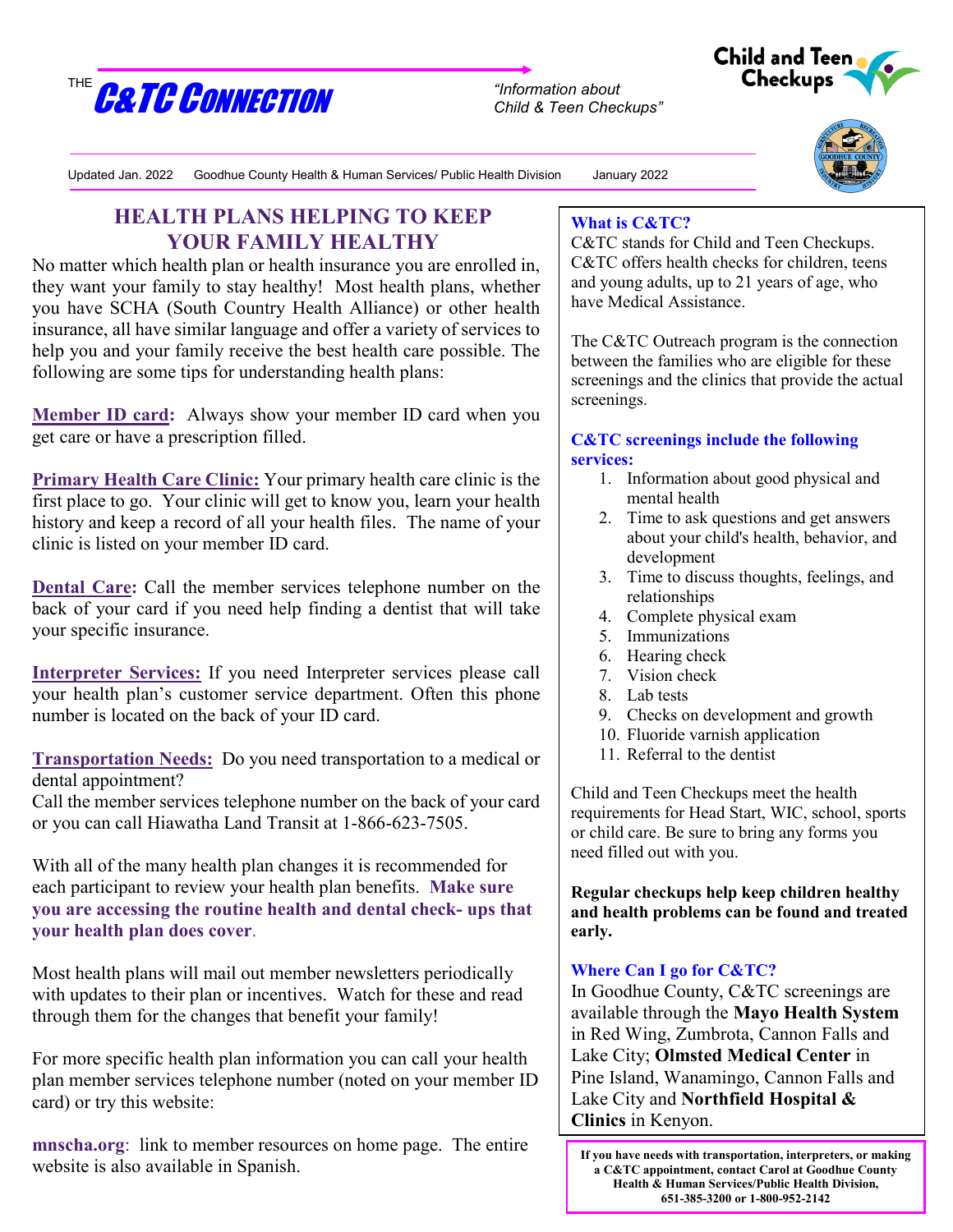THE **C&TC CONNECTION**

*"Information about Child & Teen Checkups"*

Child and Teen Checkups

Updated Jan. 2022 Goodhue County Health & Human Services/ Public Health Division January 2022

## HEALTH PLANS HELPING TO KEEP YOUR FAMILY HEALTHY

No matter which health plan or health insurance you are enrolled in, they want your family to stay healthy! Most health plans, whether you have SCHA (South Country Health Alliance) or other health insurance, all have similar language and offer a variety of services to help you and your family receive the best health care possible. The following are some tips for understanding health plans:

**Member ID card:** Always show your member ID card when you get care or have a prescription filled.

**Primary Health Care Clinic:** Your primary health care clinic is the first place to go. Your clinic will get to know you, learn your health history and keep a record of all your health files. The name of your clinic is listed on your member ID card.

**Dental Care:** Call the member services telephone number on the back of your card if you need help finding a dentist that will take your specific insurance.

**Interpreter Services:** If you need Interpreter services please call your health plan's customer service department. Often this phone number is located on the back of your ID card.

**Transportation Needs:** Do you need transportation to a medical or dental appointment?
Call the member services telephone number on the back of your card or you can call Hiawatha Land Transit at 1-866-623-7505.

With all of the many health plan changes it is recommended for each participant to review your health plan benefits. **Make sure you are accessing the routine health and dental check- ups that your health plan does cover**.

Most health plans will mail out member newsletters periodically with updates to their plan or incentives. Watch for these and read through them for the changes that benefit your family!

For more specific health plan information you can call your health plan member services telephone number (noted on your member ID card) or try this website:

**mnscha.org**: link to member resources on home page. The entire website is also available in Spanish.

### What is C&TC?

C&TC stands for Child and Teen Checkups. C&TC offers health checks for children, teens and young adults, up to 21 years of age, who have Medical Assistance.

The C&TC Outreach program is the connection between the families who are eligible for these screenings and the clinics that provide the actual screenings.

### C&TC screenings include the following services:

1. Information about good physical and mental health
2. Time to ask questions and get answers about your child's health, behavior, and development
3. Time to discuss thoughts, feelings, and relationships
4. Complete physical exam
5. Immunizations
6. Hearing check
7. Vision check
8. Lab tests
9. Checks on development and growth
10. Fluoride varnish application
11. Referral to the dentist

Child and Teen Checkups meet the health requirements for Head Start, WIC, school, sports or child care. Be sure to bring any forms you need filled out with you.

**Regular checkups help keep children healthy and health problems can be found and treated early.**

### Where Can I go for C&TC?

In Goodhue County, C&TC screenings are available through the **Mayo Health System** in Red Wing, Zumbrota, Cannon Falls and Lake City; **Olmsted Medical Center** in Pine Island, Wanamingo, Cannon Falls and Lake City and **Northfield Hospital & Clinics** in Kenyon.

**If you have needs with transportation, interpreters, or making a C&TC appointment, contact Carol at Goodhue County Health & Human Services/Public Health Division, 651-385-3200 or 1-800-952-2142**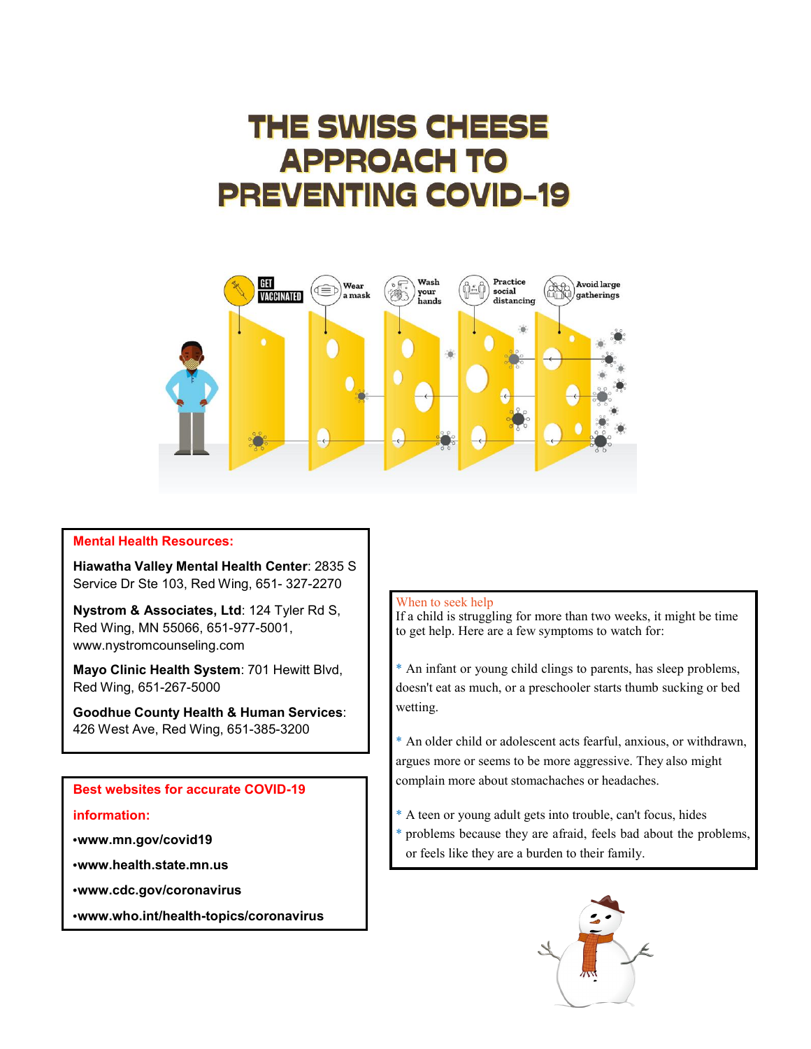# THE SWISS CHEESE APPROACH TO PREVENTING COVID-19

GET VACCINATED

Wear a mask

Wash your hands

Practice social distancing

Avoid large gatherings

**Mental Health Resources:**

**Hiawatha Valley Mental Health Center**: 2835 S Service Dr Ste 103, Red Wing, 651- 327-2270

**Nystrom & Associates, Ltd**: 124 Tyler Rd S, Red Wing, MN 55066, 651-977-5001, www.nystromcounseling.com

**Mayo Clinic Health System**: 701 Hewitt Blvd, Red Wing, 651-267-5000

**Goodhue County Health & Human Services**: 426 West Ave, Red Wing, 651-385-3200

**Best websites for accurate COVID-19 information:**

- **www.mn.gov/covid19**
- **www.health.state.mn.us**
- **www.cdc.gov/coronavirus**
- **www.who.int/health-topics/coronavirus**

When to seek help

If a child is struggling for more than two weeks, it might be time to get help. Here are a few symptoms to watch for:

* An infant or young child clings to parents, has sleep problems, doesn't eat as much, or a preschooler starts thumb sucking or bed wetting.

* An older child or adolescent acts fearful, anxious, or withdrawn, argues more or seems to be more aggressive. They also might complain more about stomachaches or headaches.

* A teen or young adult gets into trouble, can't focus, hides
* problems because they are afraid, feels bad about the problems, or feels like they are a burden to their family.